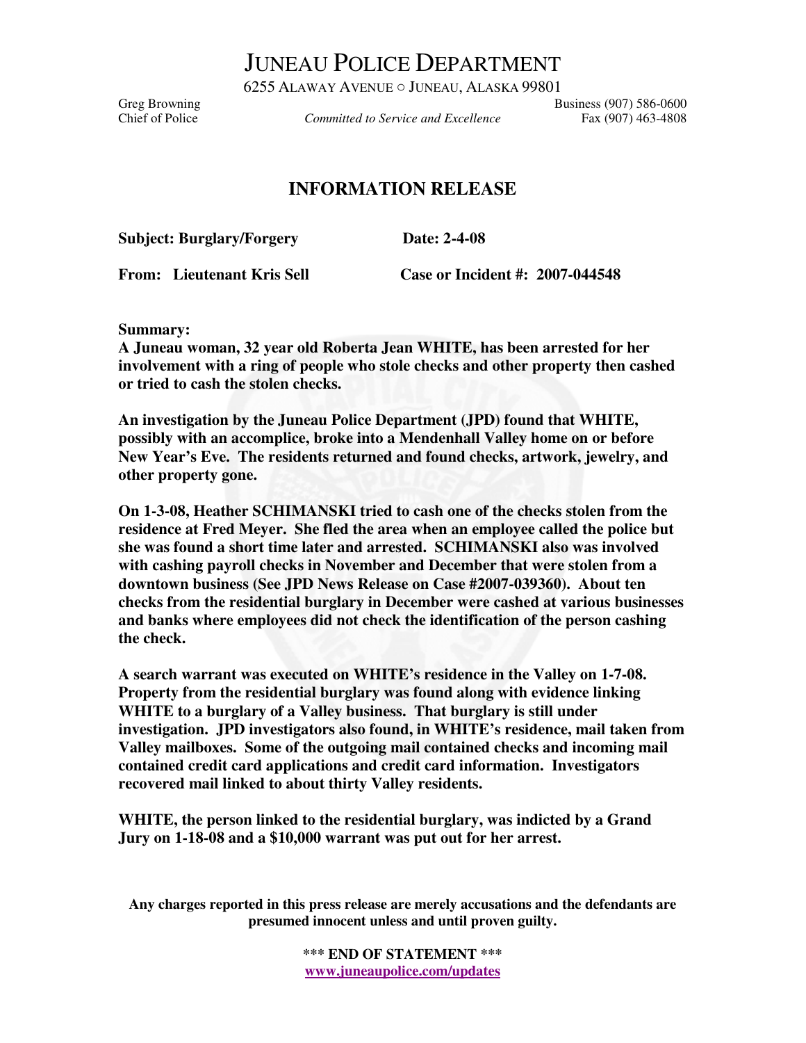# JUNEAU POLICE DEPARTMENT

6255 ALAWAY AVENUE ○ JUNEAU, ALASKA 99801

Greg Browning
Chief of Police

*Committed to Service and Excellence*

Business (907) 586-0600
Fax (907) 463-4808

## INFORMATION RELEASE

**Subject: Burglary/Forgery** **Date: 2-4-08**

**From: Lieutenant Kris Sell** **Case or Incident #: 2007-044548**

**Summary:**

**A Juneau woman, 32 year old Roberta Jean WHITE, has been arrested for her involvement with a ring of people who stole checks and other property then cashed or tried to cash the stolen checks.**

**An investigation by the Juneau Police Department (JPD) found that WHITE, possibly with an accomplice, broke into a Mendenhall Valley home on or before New Year's Eve. The residents returned and found checks, artwork, jewelry, and other property gone.**

**On 1-3-08, Heather SCHIMANSKI tried to cash one of the checks stolen from the residence at Fred Meyer. She fled the area when an employee called the police but she was found a short time later and arrested. SCHIMANSKI also was involved with cashing payroll checks in November and December that were stolen from a downtown business (See JPD News Release on Case #2007-039360). About ten checks from the residential burglary in December were cashed at various businesses and banks where employees did not check the identification of the person cashing the check.**

**A search warrant was executed on WHITE's residence in the Valley on 1-7-08. Property from the residential burglary was found along with evidence linking WHITE to a burglary of a Valley business. That burglary is still under investigation. JPD investigators also found, in WHITE's residence, mail taken from Valley mailboxes. Some of the outgoing mail contained checks and incoming mail contained credit card applications and credit card information. Investigators recovered mail linked to about thirty Valley residents.**

**WHITE, the person linked to the residential burglary, was indicted by a Grand Jury on 1-18-08 and a $10,000 warrant was put out for her arrest.**

**Any charges reported in this press release are merely accusations and the defendants are presumed innocent unless and until proven guilty.**

**\*\*\* END OF STATEMENT \*\*\***

**www.juneaupolice.com/updates**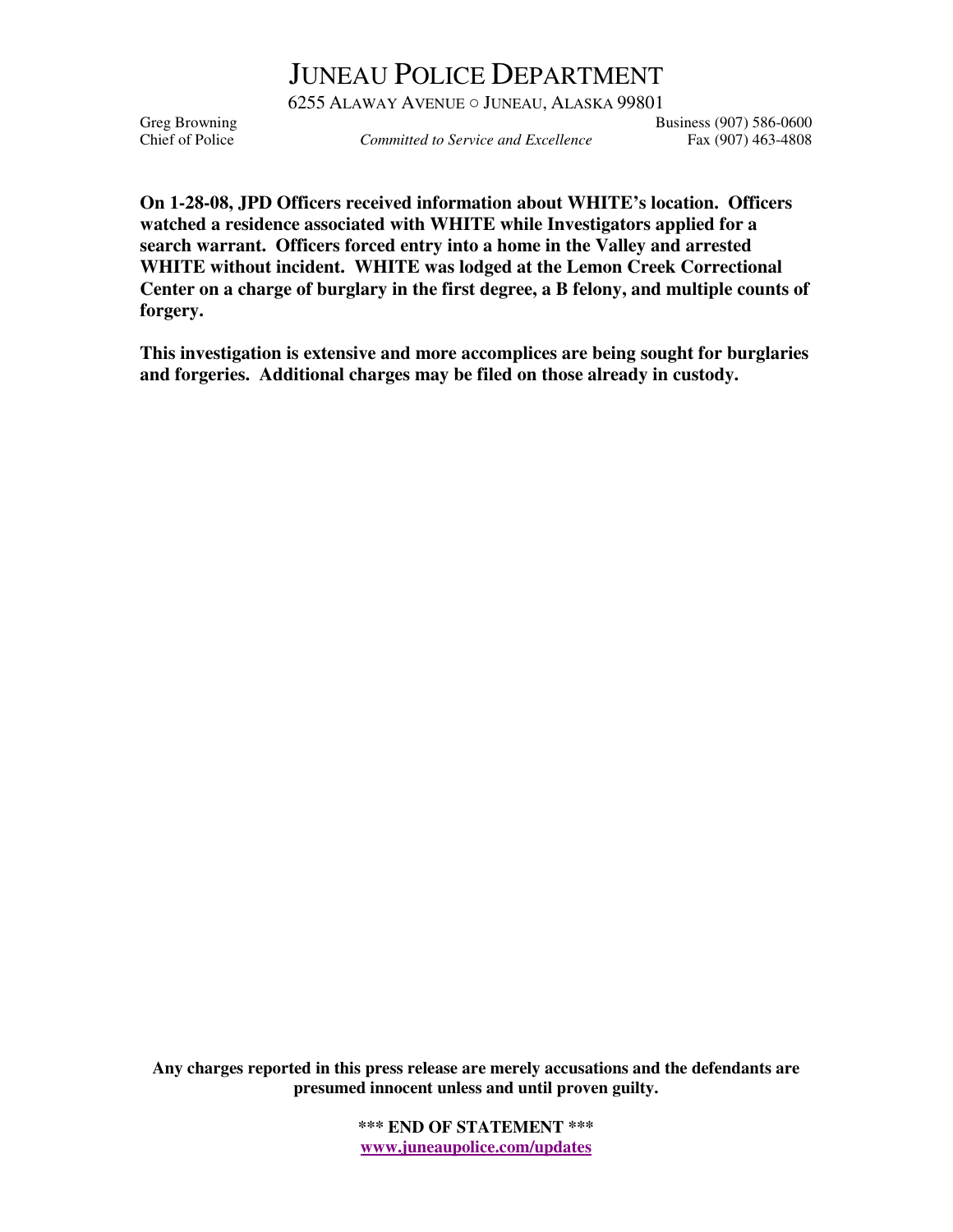**On 1-28-08, JPD Officers received information about WHITE's location. Officers watched a residence associated with WHITE while Investigators applied for a search warrant. Officers forced entry into a home in the Valley and arrested WHITE without incident. WHITE was lodged at the Lemon Creek Correctional Center on a charge of burglary in the first degree, a B felony, and multiple counts of forgery.**

**This investigation is extensive and more accomplices are being sought for burglaries and forgeries. Additional charges may be filed on those already in custody.**

**Any charges reported in this press release are merely accusations and the defendants are presumed innocent unless and until proven guilty.**

**\*\*\* END OF STATEMENT \*\*\***

**www.juneaupolice.com/updates**